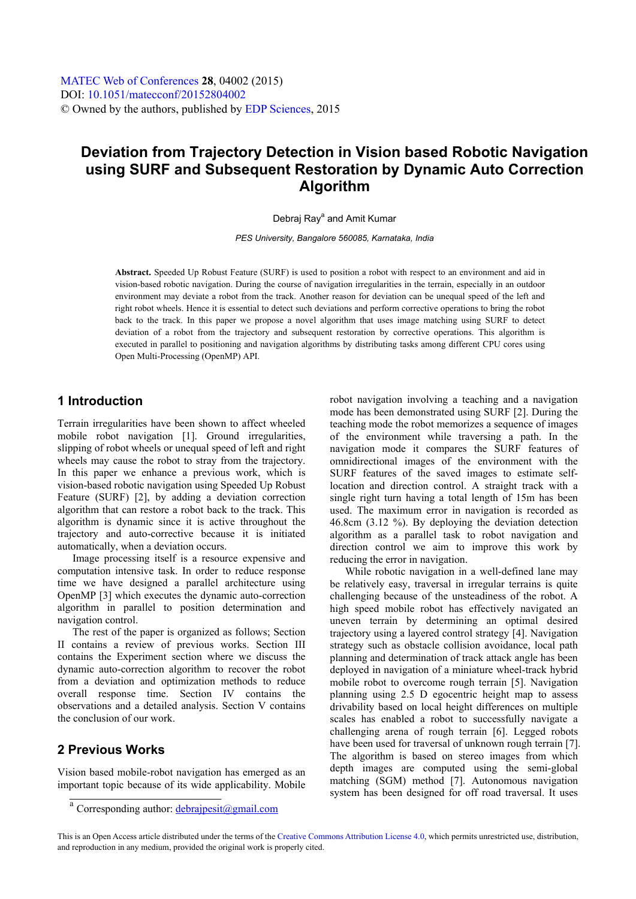MATEC Web of Conferences **28**, 04002 (2015)
DOI: 10.1051/matecconf/20152804002
© Owned by the authors, published by EDP Sciences, 2015

# Deviation from Trajectory Detection in Vision based Robotic Navigation using SURF and Subsequent Restoration by Dynamic Auto Correction Algorithm

Debraj Ray[a] and Amit Kumar

*PES University, Bangalore 560085, Karnataka, India*

**Abstract.** Speeded Up Robust Feature (SURF) is used to position a robot with respect to an environment and aid in vision-based robotic navigation. During the course of navigation irregularities in the terrain, especially in an outdoor environment may deviate a robot from the track. Another reason for deviation can be unequal speed of the left and right robot wheels. Hence it is essential to detect such deviations and perform corrective operations to bring the robot back to the track. In this paper we propose a novel algorithm that uses image matching using SURF to detect deviation of a robot from the trajectory and subsequent restoration by corrective operations. This algorithm is executed in parallel to positioning and navigation algorithms by distributing tasks among different CPU cores using Open Multi-Processing (OpenMP) API.

## 1 Introduction

Terrain irregularities have been shown to affect wheeled mobile robot navigation [1]. Ground irregularities, slipping of robot wheels or unequal speed of left and right wheels may cause the robot to stray from the trajectory. In this paper we enhance a previous work, which is vision-based robotic navigation using Speeded Up Robust Feature (SURF) [2], by adding a deviation correction algorithm that can restore a robot back to the track. This algorithm is dynamic since it is active throughout the trajectory and auto-corrective because it is initiated automatically, when a deviation occurs.

Image processing itself is a resource expensive and computation intensive task. In order to reduce response time we have designed a parallel architecture using OpenMP [3] which executes the dynamic auto-correction algorithm in parallel to position determination and navigation control.

The rest of the paper is organized as follows; Section II contains a review of previous works. Section III contains the Experiment section where we discuss the dynamic auto-correction algorithm to recover the robot from a deviation and optimization methods to reduce overall response time. Section IV contains the observations and a detailed analysis. Section V contains the conclusion of our work.

## 2 Previous Works

Vision based mobile-robot navigation has emerged as an important topic because of its wide applicability. Mobile robot navigation involving a teaching and a navigation mode has been demonstrated using SURF [2]. During the teaching mode the robot memorizes a sequence of images of the environment while traversing a path. In the navigation mode it compares the SURF features of omnidirectional images of the environment with the SURF features of the saved images to estimate self-location and direction control. A straight track with a single right turn having a total length of 15m has been used. The maximum error in navigation is recorded as 46.8cm (3.12 %). By deploying the deviation detection algorithm as a parallel task to robot navigation and direction control we aim to improve this work by reducing the error in navigation.

While robotic navigation in a well-defined lane may be relatively easy, traversal in irregular terrains is quite challenging because of the unsteadiness of the robot. A high speed mobile robot has effectively navigated an uneven terrain by determining an optimal desired trajectory using a layered control strategy [4]. Navigation strategy such as obstacle collision avoidance, local path planning and determination of track attack angle has been deployed in navigation of a miniature wheel-track hybrid mobile robot to overcome rough terrain [5]. Navigation planning using 2.5 D egocentric height map to assess drivability based on local height differences on multiple scales has enabled a robot to successfully navigate a challenging arena of rough terrain [6]. Legged robots have been used for traversal of unknown rough terrain [7]. The algorithm is based on stereo images from which depth images are computed using the semi-global matching (SGM) method [7]. Autonomous navigation system has been designed for off road traversal. It uses

[a] Corresponding author: debrajpesit@gmail.com

This is an Open Access article distributed under the terms of the Creative Commons Attribution License 4.0, which permits unrestricted use, distribution, and reproduction in any medium, provided the original work is properly cited.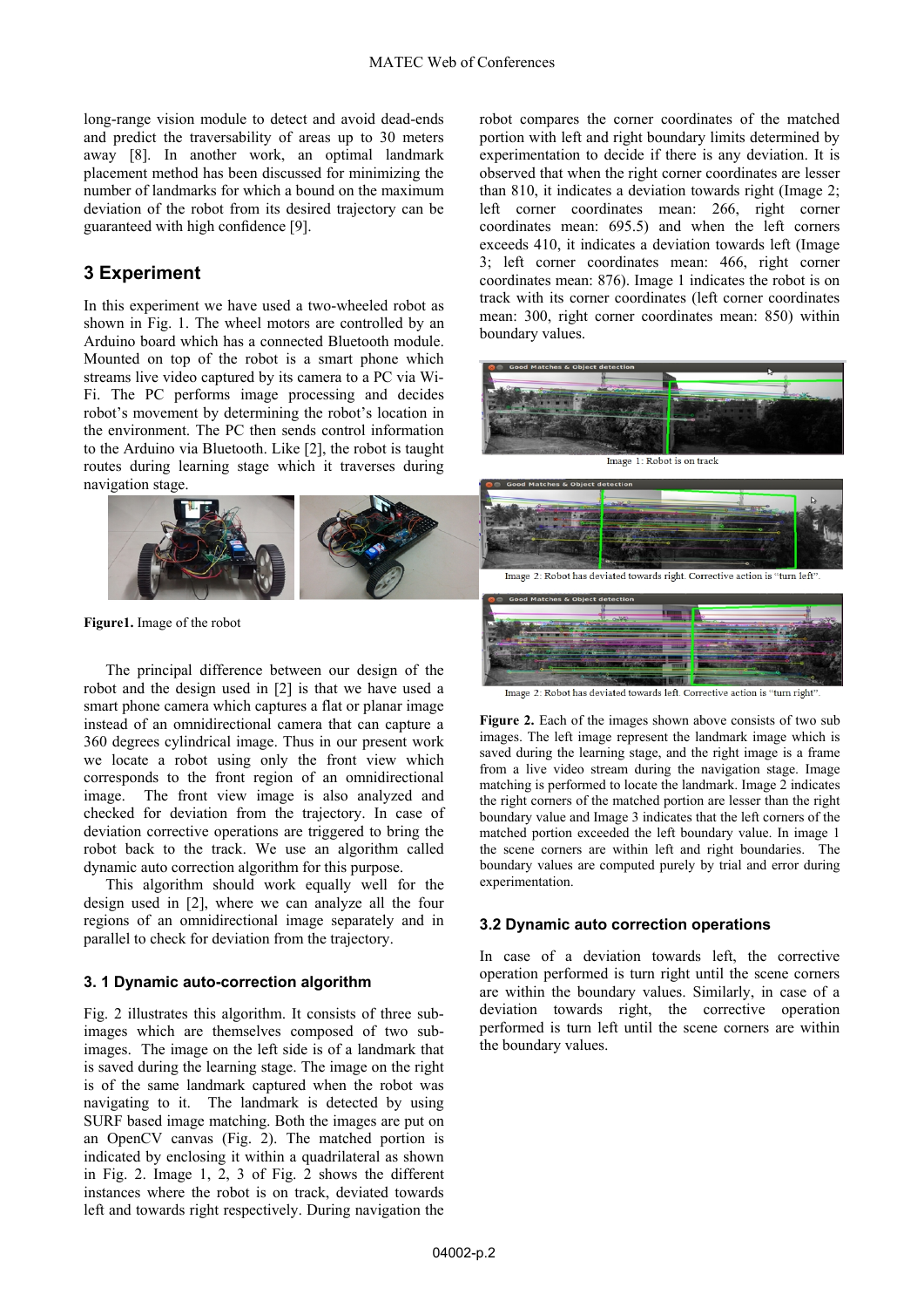long-range vision module to detect and avoid dead-ends and predict the traversability of areas up to 30 meters away [8]. In another work, an optimal landmark placement method has been discussed for minimizing the number of landmarks for which a bound on the maximum deviation of the robot from its desired trajectory can be guaranteed with high confidence [9].

## 3 Experiment

In this experiment we have used a two-wheeled robot as shown in Fig. 1. The wheel motors are controlled by an Arduino board which has a connected Bluetooth module. Mounted on top of the robot is a smart phone which streams live video captured by its camera to a PC via Wi-Fi. The PC performs image processing and decides robot's movement by determining the robot's location in the environment. The PC then sends control information to the Arduino via Bluetooth. Like [2], the robot is taught routes during learning stage which it traverses during navigation stage.

**Figure1.** Image of the robot

The principal difference between our design of the robot and the design used in [2] is that we have used a smart phone camera which captures a flat or planar image instead of an omnidirectional camera that can capture a 360 degrees cylindrical image. Thus in our present work we locate a robot using only the front view which corresponds to the front region of an omnidirectional image. The front view image is also analyzed and checked for deviation from the trajectory. In case of deviation corrective operations are triggered to bring the robot back to the track. We use an algorithm called dynamic auto correction algorithm for this purpose.

This algorithm should work equally well for the design used in [2], where we can analyze all the four regions of an omnidirectional image separately and in parallel to check for deviation from the trajectory.

### 3. 1 Dynamic auto-correction algorithm

Fig. 2 illustrates this algorithm. It consists of three sub-images which are themselves composed of two sub-images. The image on the left side is of a landmark that is saved during the learning stage. The image on the right is of the same landmark captured when the robot was navigating to it. The landmark is detected by using SURF based image matching. Both the images are put on an OpenCV canvas (Fig. 2). The matched portion is indicated by enclosing it within a quadrilateral as shown in Fig. 2. Image 1, 2, 3 of Fig. 2 shows the different instances where the robot is on track, deviated towards left and towards right respectively. During navigation the robot compares the corner coordinates of the matched portion with left and right boundary limits determined by experimentation to decide if there is any deviation. It is observed that when the right corner coordinates are lesser than 810, it indicates a deviation towards right (Image 2; left corner coordinates mean: 266, right corner coordinates mean: 695.5) and when the left corners exceeds 410, it indicates a deviation towards left (Image 3; left corner coordinates mean: 466, right corner coordinates mean: 876). Image 1 indicates the robot is on track with its corner coordinates (left corner coordinates mean: 300, right corner coordinates mean: 850) within boundary values.

Image 1: Robot is on track

Image 2: Robot has deviated towards right. Corrective action is "turn left".

Image 2: Robot has deviated towards left. Corrective action is "turn right".

**Figure 2.** Each of the images shown above consists of two sub images. The left image represent the landmark image which is saved during the learning stage, and the right image is a frame from a live video stream during the navigation stage. Image matching is performed to locate the landmark. Image 2 indicates the right corners of the matched portion are lesser than the right boundary value and Image 3 indicates that the left corners of the matched portion exceeded the left boundary value. In image 1 the scene corners are within left and right boundaries. The boundary values are computed purely by trial and error during experimentation.

### 3.2 Dynamic auto correction operations

In case of a deviation towards left, the corrective operation performed is turn right until the scene corners are within the boundary values. Similarly, in case of a deviation towards right, the corrective operation performed is turn left until the scene corners are within the boundary values.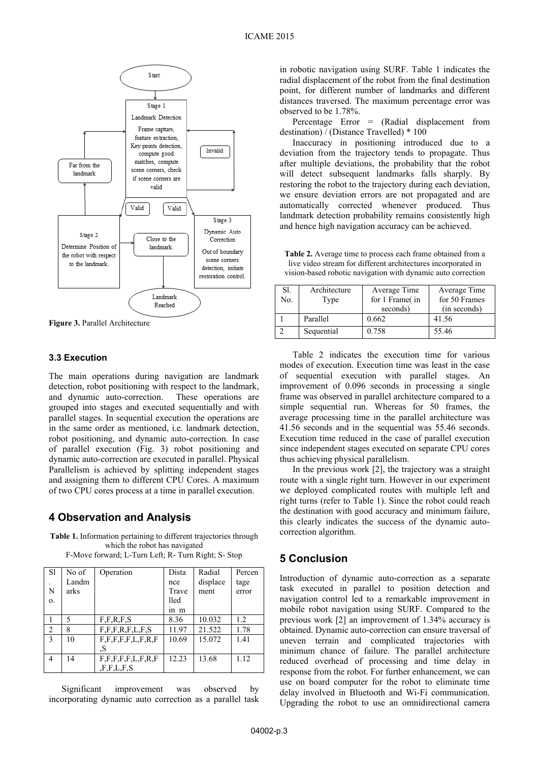Figure 3. Parallel Architecture

### 3.3 Execution

The main operations during navigation are landmark detection, robot positioning with respect to the landmark, and dynamic auto-correction. These operations are grouped into stages and executed sequentially and with parallel stages. In sequential execution the operations are in the same order as mentioned, i.e. landmark detection, robot positioning, and dynamic auto-correction. In case of parallel execution (Fig. 3) robot positioning and dynamic auto-correction are executed in parallel. Physical Parallelism is achieved by splitting independent stages and assigning them to different CPU Cores. A maximum of two CPU cores process at a time in parallel execution.

## 4 Observation and Analysis

**Table 1.** Information pertaining to different trajectories through which the robot has navigated
F-Move forward; L-Turn Left; R- Turn Right; S- Stop

| Sl. No. | No of Landmarks | Operation | Distance Travelled in m | Radial displacement | Percentage error |
|---|---|---|---|---|---|
| 1 | 5 | F,F,R,F,S | 8.36 | 10.032 | 1.2 |
| 2 | 8 | F,F,F,R,F,L,F,S | 11.97 | 21.522 | 1.78 |
| 3 | 10 | F,F,F,F,F,L,F,R,F,S | 10.69 | 15.072 | 1.41 |
| 4 | 14 | F,F,F,F,F,L,F,R,F,F,F,L,F,S | 12.23 | 13.68 | 1.12 |

Significant improvement was observed by incorporating dynamic auto correction as a parallel task in robotic navigation using SURF. Table 1 indicates the radial displacement of the robot from the final destination point, for different number of landmarks and different distances traversed. The maximum percentage error was observed to be 1.78%.

Percentage Error = (Radial displacement from destination) / (Distance Travelled) * 100

Inaccuracy in positioning introduced due to a deviation from the trajectory tends to propagate. Thus after multiple deviations, the probability that the robot will detect subsequent landmarks falls sharply. By restoring the robot to the trajectory during each deviation, we ensure deviation errors are not propagated and are automatically corrected whenever produced. Thus landmark detection probability remains consistently high and hence high navigation accuracy can be achieved.

**Table 2.** Average time to process each frame obtained from a live video stream for different architectures incorporated in vision-based robotic navigation with dynamic auto correction

| Sl. No. | Architecture Type | Average Time for 1 Frame( in seconds) | Average Time for 50 Frames (in seconds) |
|---|---|---|---|
| 1 | Parallel | 0.662 | 41.56 |
| 2 | Sequential | 0.758 | 55.46 |

Table 2 indicates the execution time for various modes of execution. Execution time was least in the case of sequential execution with parallel stages. An improvement of 0.096 seconds in processing a single frame was observed in parallel architecture compared to a simple sequential run. Whereas for 50 frames, the average processing time in the parallel architecture was 41.56 seconds and in the sequential was 55.46 seconds. Execution time reduced in the case of parallel execution since independent stages executed on separate CPU cores thus achieving physical parallelism.

In the previous work [2], the trajectory was a straight route with a single right turn. However in our experiment we deployed complicated routes with multiple left and right turns (refer to Table 1). Since the robot could reach the destination with good accuracy and minimum failure, this clearly indicates the success of the dynamic auto-correction algorithm.

## 5 Conclusion

Introduction of dynamic auto-correction as a separate task executed in parallel to position detection and navigation control led to a remarkable improvement in mobile robot navigation using SURF. Compared to the previous work [2] an improvement of 1.34% accuracy is obtained. Dynamic auto-correction can ensure traversal of uneven terrain and complicated trajectories with minimum chance of failure. The parallel architecture reduced overhead of processing and time delay in response from the robot. For further enhancement, we can use on board computer for the robot to eliminate time delay involved in Bluetooth and Wi-Fi communication. Upgrading the robot to use an omnidirectional camera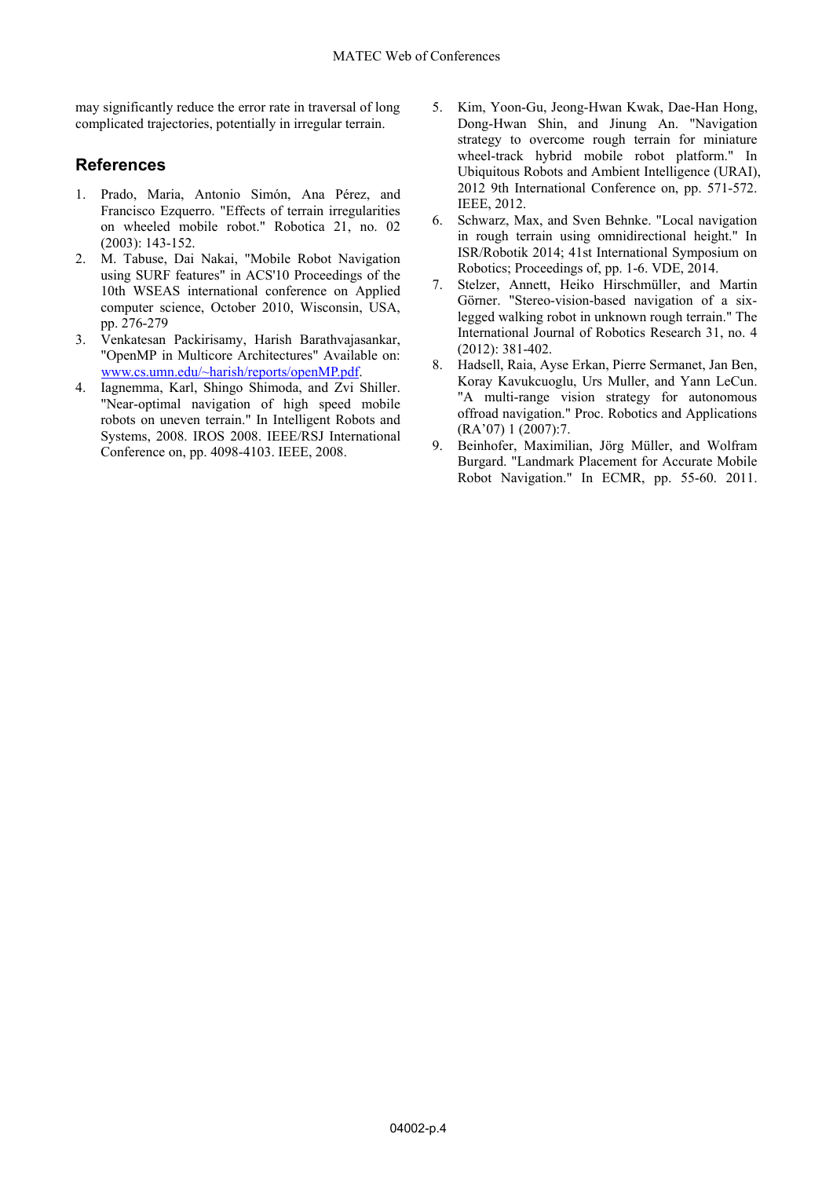may significantly reduce the error rate in traversal of long complicated trajectories, potentially in irregular terrain.

## References

1. Prado, Maria, Antonio Simón, Ana Pérez, and Francisco Ezquerro. "Effects of terrain irregularities on wheeled mobile robot." Robotica 21, no. 02 (2003): 143-152.
2. M. Tabuse, Dai Nakai, "Mobile Robot Navigation using SURF features" in ACS'10 Proceedings of the 10th WSEAS international conference on Applied computer science, October 2010, Wisconsin, USA, pp. 276-279
3. Venkatesan Packirisamy, Harish Barathvajasankar, "OpenMP in Multicore Architectures" Available on: www.cs.umn.edu/~harish/reports/openMP.pdf.
4. Iagnemma, Karl, Shingo Shimoda, and Zvi Shiller. "Near-optimal navigation of high speed mobile robots on uneven terrain." In Intelligent Robots and Systems, 2008. IROS 2008. IEEE/RSJ International Conference on, pp. 4098-4103. IEEE, 2008.
5. Kim, Yoon-Gu, Jeong-Hwan Kwak, Dae-Han Hong, Dong-Hwan Shin, and Jinung An. "Navigation strategy to overcome rough terrain for miniature wheel-track hybrid mobile robot platform." In Ubiquitous Robots and Ambient Intelligence (URAI), 2012 9th International Conference on, pp. 571-572. IEEE, 2012.
6. Schwarz, Max, and Sven Behnke. "Local navigation in rough terrain using omnidirectional height." In ISR/Robotik 2014; 41st International Symposium on Robotics; Proceedings of, pp. 1-6. VDE, 2014.
7. Stelzer, Annett, Heiko Hirschmüller, and Martin Görner. "Stereo-vision-based navigation of a six-legged walking robot in unknown rough terrain." The International Journal of Robotics Research 31, no. 4 (2012): 381-402.
8. Hadsell, Raia, Ayse Erkan, Pierre Sermanet, Jan Ben, Koray Kavukcuoglu, Urs Muller, and Yann LeCun. "A multi-range vision strategy for autonomous offroad navigation." Proc. Robotics and Applications (RA'07) 1 (2007):7.
9. Beinhofer, Maximilian, Jörg Müller, and Wolfram Burgard. "Landmark Placement for Accurate Mobile Robot Navigation." In ECMR, pp. 55-60. 2011.